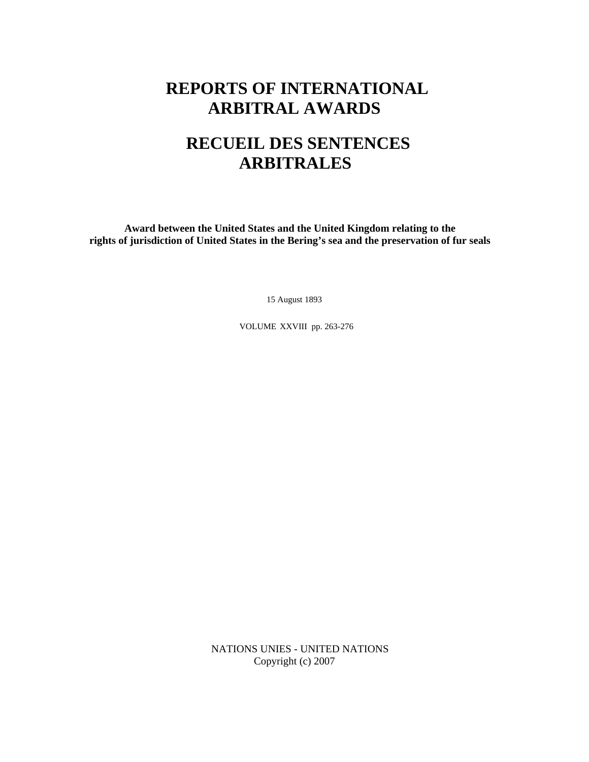# REPORTS OF INTERNATIONAL ARBITRAL AWARDS

# RECUEIL DES SENTENCES ARBITRALES

**Award between the United States and the United Kingdom relating to the rights of jurisdiction of United States in the Bering's sea and the preservation of fur seals**

15 August 1893

VOLUME XXVIII pp. 263-276

NATIONS UNIES - UNITED NATIONS
Copyright (c) 2007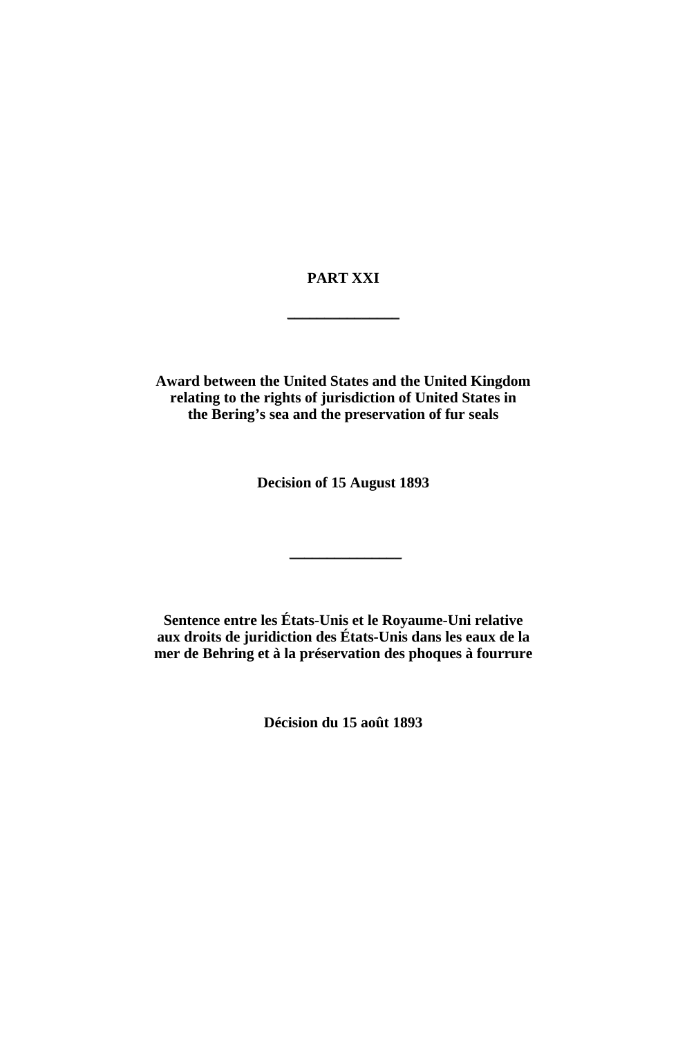# PART XXI

---

**Award between the United States and the United Kingdom relating to the rights of jurisdiction of United States in the Bering's sea and the preservation of fur seals**

**Decision of 15 August 1893**

---

**Sentence entre les États-Unis et le Royaume-Uni relative aux droits de juridiction des États-Unis dans les eaux de la mer de Behring et à la préservation des phoques à fourrure**

**Décision du 15 août 1893**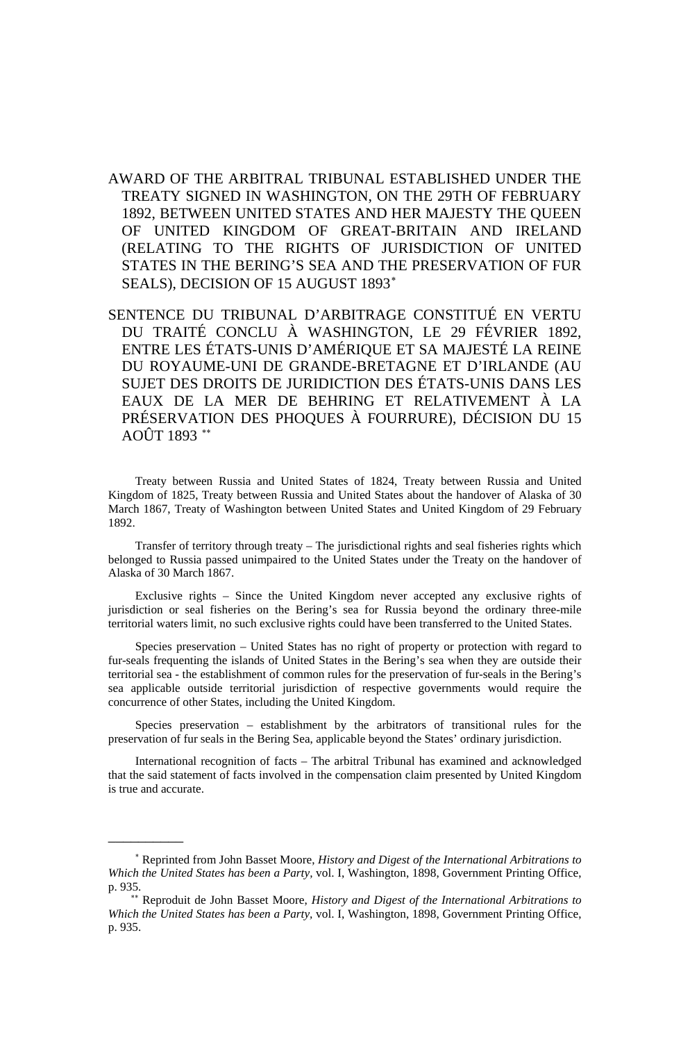# AWARD OF THE ARBITRAL TRIBUNAL ESTABLISHED UNDER THE TREATY SIGNED IN WASHINGTON, ON THE 29TH OF FEBRUARY 1892, BETWEEN UNITED STATES AND HER MAJESTY THE QUEEN OF UNITED KINGDOM OF GREAT-BRITAIN AND IRELAND (RELATING TO THE RIGHTS OF JURISDICTION OF UNITED STATES IN THE BERING'S SEA AND THE PRESERVATION OF FUR SEALS), DECISION OF 15 AUGUST 1893*

# SENTENCE DU TRIBUNAL D'ARBITRAGE CONSTITUÉ EN VERTU DU TRAITÉ CONCLU À WASHINGTON, LE 29 FÉVRIER 1892, ENTRE LES ÉTATS-UNIS D'AMÉRIQUE ET SA MAJESTÉ LA REINE DU ROYAUME-UNI DE GRANDE-BRETAGNE ET D'IRLANDE (AU SUJET DES DROITS DE JURIDICTION DES ÉTATS-UNIS DANS LES EAUX DE LA MER DE BEHRING ET RELATIVEMENT À LA PRÉSERVATION DES PHOQUES À FOURRURE), DÉCISION DU 15 AOÛT 1893 **

Treaty between Russia and United States of 1824, Treaty between Russia and United Kingdom of 1825, Treaty between Russia and United States about the handover of Alaska of 30 March 1867, Treaty of Washington between United States and United Kingdom of 29 February 1892.

Transfer of territory through treaty – The jurisdictional rights and seal fisheries rights which belonged to Russia passed unimpaired to the United States under the Treaty on the handover of Alaska of 30 March 1867.

Exclusive rights – Since the United Kingdom never accepted any exclusive rights of jurisdiction or seal fisheries on the Bering's sea for Russia beyond the ordinary three-mile territorial waters limit, no such exclusive rights could have been transferred to the United States.

Species preservation – United States has no right of property or protection with regard to fur-seals frequenting the islands of United States in the Bering's sea when they are outside their territorial sea - the establishment of common rules for the preservation of fur-seals in the Bering's sea applicable outside territorial jurisdiction of respective governments would require the concurrence of other States, including the United Kingdom.

Species preservation – establishment by the arbitrators of transitional rules for the preservation of fur seals in the Bering Sea, applicable beyond the States' ordinary jurisdiction.

International recognition of facts – The arbitral Tribunal has examined and acknowledged that the said statement of facts involved in the compensation claim presented by United Kingdom is true and accurate.

---

* Reprinted from John Basset Moore, *History and Digest of the International Arbitrations to Which the United States has been a Party*, vol. I, Washington, 1898, Government Printing Office, p. 935.

** Reproduit de John Basset Moore, *History and Digest of the International Arbitrations to Which the United States has been a Party*, vol. I, Washington, 1898, Government Printing Office, p. 935.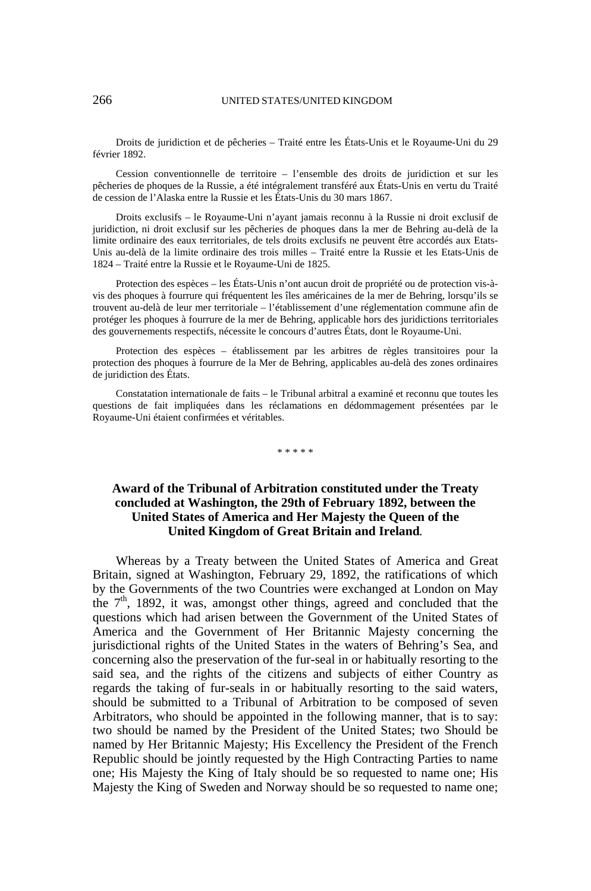Droits de juridiction et de pêcheries – Traité entre les États-Unis et le Royaume-Uni du 29 février 1892.

Cession conventionnelle de territoire – l'ensemble des droits de juridiction et sur les pêcheries de phoques de la Russie, a été intégralement transféré aux États-Unis en vertu du Traité de cession de l'Alaska entre la Russie et les États-Unis du 30 mars 1867.

Droits exclusifs – le Royaume-Uni n'ayant jamais reconnu à la Russie ni droit exclusif de juridiction, ni droit exclusif sur les pêcheries de phoques dans la mer de Behring au-delà de la limite ordinaire des eaux territoriales, de tels droits exclusifs ne peuvent être accordés aux Etats-Unis au-delà de la limite ordinaire des trois milles – Traité entre la Russie et les Etats-Unis de 1824 – Traité entre la Russie et le Royaume-Uni de 1825.

Protection des espèces – les États-Unis n'ont aucun droit de propriété ou de protection vis-à-vis des phoques à fourrure qui fréquentent les îles américaines de la mer de Behring, lorsqu'ils se trouvent au-delà de leur mer territoriale – l'établissement d'une réglementation commune afin de protéger les phoques à fourrure de la mer de Behring, applicable hors des juridictions territoriales des gouvernements respectifs, nécessite le concours d'autres États, dont le Royaume-Uni.

Protection des espèces – établissement par les arbitres de règles transitoires pour la protection des phoques à fourrure de la Mer de Behring, applicables au-delà des zones ordinaires de juridiction des États.

Constatation internationale de faits – le Tribunal arbitral a examiné et reconnu que toutes les questions de fait impliquées dans les réclamations en dédommagement présentées par le Royaume-Uni étaient confirmées et véritables.

\* \* \* \* \*

## Award of the Tribunal of Arbitration constituted under the Treaty concluded at Washington, the 29th of February 1892, between the United States of America and Her Majesty the Queen of the United Kingdom of Great Britain and Ireland.

Whereas by a Treaty between the United States of America and Great Britain, signed at Washington, February 29, 1892, the ratifications of which by the Governments of the two Countries were exchanged at London on May the 7th, 1892, it was, amongst other things, agreed and concluded that the questions which had arisen between the Government of the United States of America and the Government of Her Britannic Majesty concerning the jurisdictional rights of the United States in the waters of Behring's Sea, and concerning also the preservation of the fur-seal in or habitually resorting to the said sea, and the rights of the citizens and subjects of either Country as regards the taking of fur-seals in or habitually resorting to the said waters, should be submitted to a Tribunal of Arbitration to be composed of seven Arbitrators, who should be appointed in the following manner, that is to say: two should be named by the President of the United States; two Should be named by Her Britannic Majesty; His Excellency the President of the French Republic should be jointly requested by the High Contracting Parties to name one; His Majesty the King of Italy should be so requested to name one; His Majesty the King of Sweden and Norway should be so requested to name one;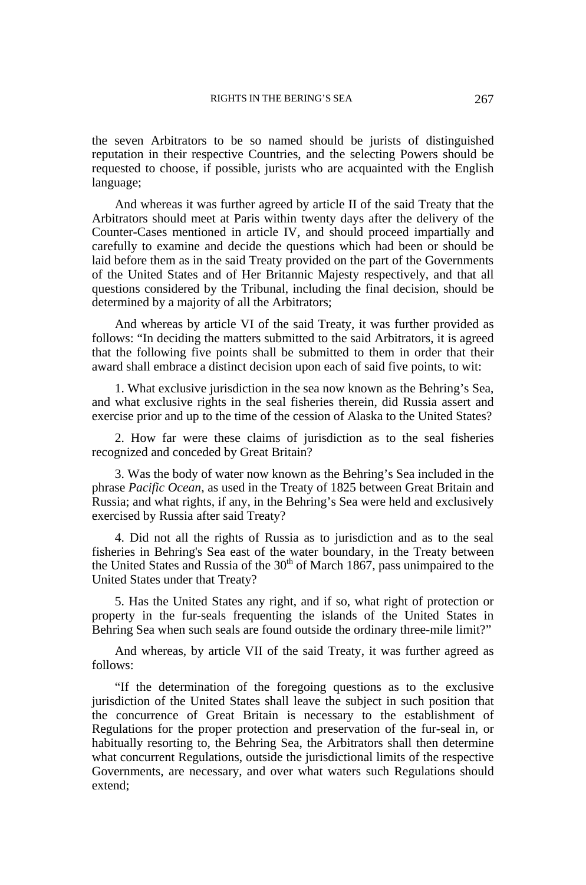the seven Arbitrators to be so named should be jurists of distinguished reputation in their respective Countries, and the selecting Powers should be requested to choose, if possible, jurists who are acquainted with the English language;

And whereas it was further agreed by article II of the said Treaty that the Arbitrators should meet at Paris within twenty days after the delivery of the Counter-Cases mentioned in article IV, and should proceed impartially and carefully to examine and decide the questions which had been or should be laid before them as in the said Treaty provided on the part of the Governments of the United States and of Her Britannic Majesty respectively, and that all questions considered by the Tribunal, including the final decision, should be determined by a majority of all the Arbitrators;

And whereas by article VI of the said Treaty, it was further provided as follows: "In deciding the matters submitted to the said Arbitrators, it is agreed that the following five points shall be submitted to them in order that their award shall embrace a distinct decision upon each of said five points, to wit:

1. What exclusive jurisdiction in the sea now known as the Behring's Sea, and what exclusive rights in the seal fisheries therein, did Russia assert and exercise prior and up to the time of the cession of Alaska to the United States?

2. How far were these claims of jurisdiction as to the seal fisheries recognized and conceded by Great Britain?

3. Was the body of water now known as the Behring's Sea included in the phrase *Pacific Ocean*, as used in the Treaty of 1825 between Great Britain and Russia; and what rights, if any, in the Behring's Sea were held and exclusively exercised by Russia after said Treaty?

4. Did not all the rights of Russia as to jurisdiction and as to the seal fisheries in Behring's Sea east of the water boundary, in the Treaty between the United States and Russia of the 30th of March 1867, pass unimpaired to the United States under that Treaty?

5. Has the United States any right, and if so, what right of protection or property in the fur-seals frequenting the islands of the United States in Behring Sea when such seals are found outside the ordinary three-mile limit?"

And whereas, by article VII of the said Treaty, it was further agreed as follows:

"If the determination of the foregoing questions as to the exclusive jurisdiction of the United States shall leave the subject in such position that the concurrence of Great Britain is necessary to the establishment of Regulations for the proper protection and preservation of the fur-seal in, or habitually resorting to, the Behring Sea, the Arbitrators shall then determine what concurrent Regulations, outside the jurisdictional limits of the respective Governments, are necessary, and over what waters such Regulations should extend;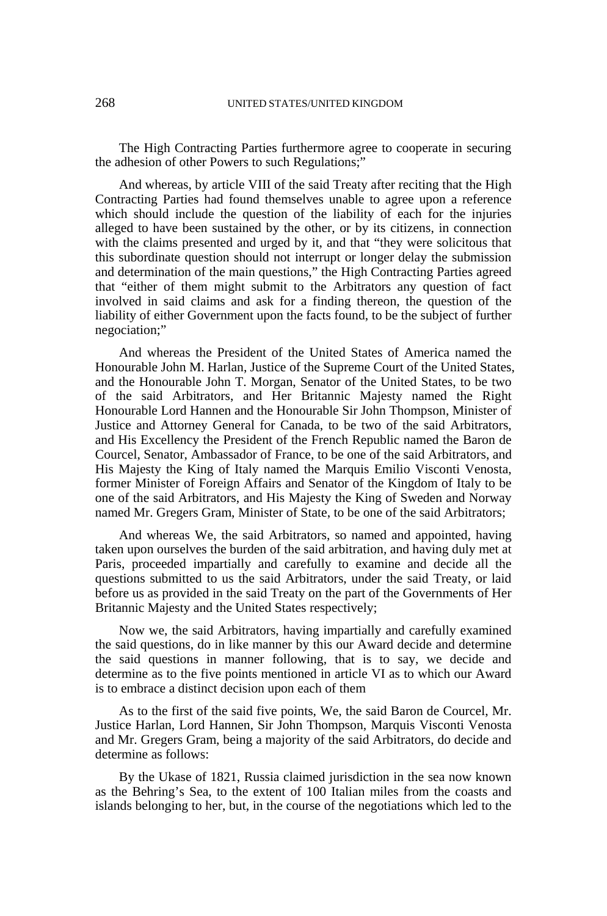The High Contracting Parties furthermore agree to cooperate in securing the adhesion of other Powers to such Regulations;"

And whereas, by article VIII of the said Treaty after reciting that the High Contracting Parties had found themselves unable to agree upon a reference which should include the question of the liability of each for the injuries alleged to have been sustained by the other, or by its citizens, in connection with the claims presented and urged by it, and that "they were solicitous that this subordinate question should not interrupt or longer delay the submission and determination of the main questions," the High Contracting Parties agreed that "either of them might submit to the Arbitrators any question of fact involved in said claims and ask for a finding thereon, the question of the liability of either Government upon the facts found, to be the subject of further negociation;"

And whereas the President of the United States of America named the Honourable John M. Harlan, Justice of the Supreme Court of the United States, and the Honourable John T. Morgan, Senator of the United States, to be two of the said Arbitrators, and Her Britannic Majesty named the Right Honourable Lord Hannen and the Honourable Sir John Thompson, Minister of Justice and Attorney General for Canada, to be two of the said Arbitrators, and His Excellency the President of the French Republic named the Baron de Courcel, Senator, Ambassador of France, to be one of the said Arbitrators, and His Majesty the King of Italy named the Marquis Emilio Visconti Venosta, former Minister of Foreign Affairs and Senator of the Kingdom of Italy to be one of the said Arbitrators, and His Majesty the King of Sweden and Norway named Mr. Gregers Gram, Minister of State, to be one of the said Arbitrators;

And whereas We, the said Arbitrators, so named and appointed, having taken upon ourselves the burden of the said arbitration, and having duly met at Paris, proceeded impartially and carefully to examine and decide all the questions submitted to us the said Arbitrators, under the said Treaty, or laid before us as provided in the said Treaty on the part of the Governments of Her Britannic Majesty and the United States respectively;

Now we, the said Arbitrators, having impartially and carefully examined the said questions, do in like manner by this our Award decide and determine the said questions in manner following, that is to say, we decide and determine as to the five points mentioned in article VI as to which our Award is to embrace a distinct decision upon each of them

As to the first of the said five points, We, the said Baron de Courcel, Mr. Justice Harlan, Lord Hannen, Sir John Thompson, Marquis Visconti Venosta and Mr. Gregers Gram, being a majority of the said Arbitrators, do decide and determine as follows:

By the Ukase of 1821, Russia claimed jurisdiction in the sea now known as the Behring's Sea, to the extent of 100 Italian miles from the coasts and islands belonging to her, but, in the course of the negotiations which led to the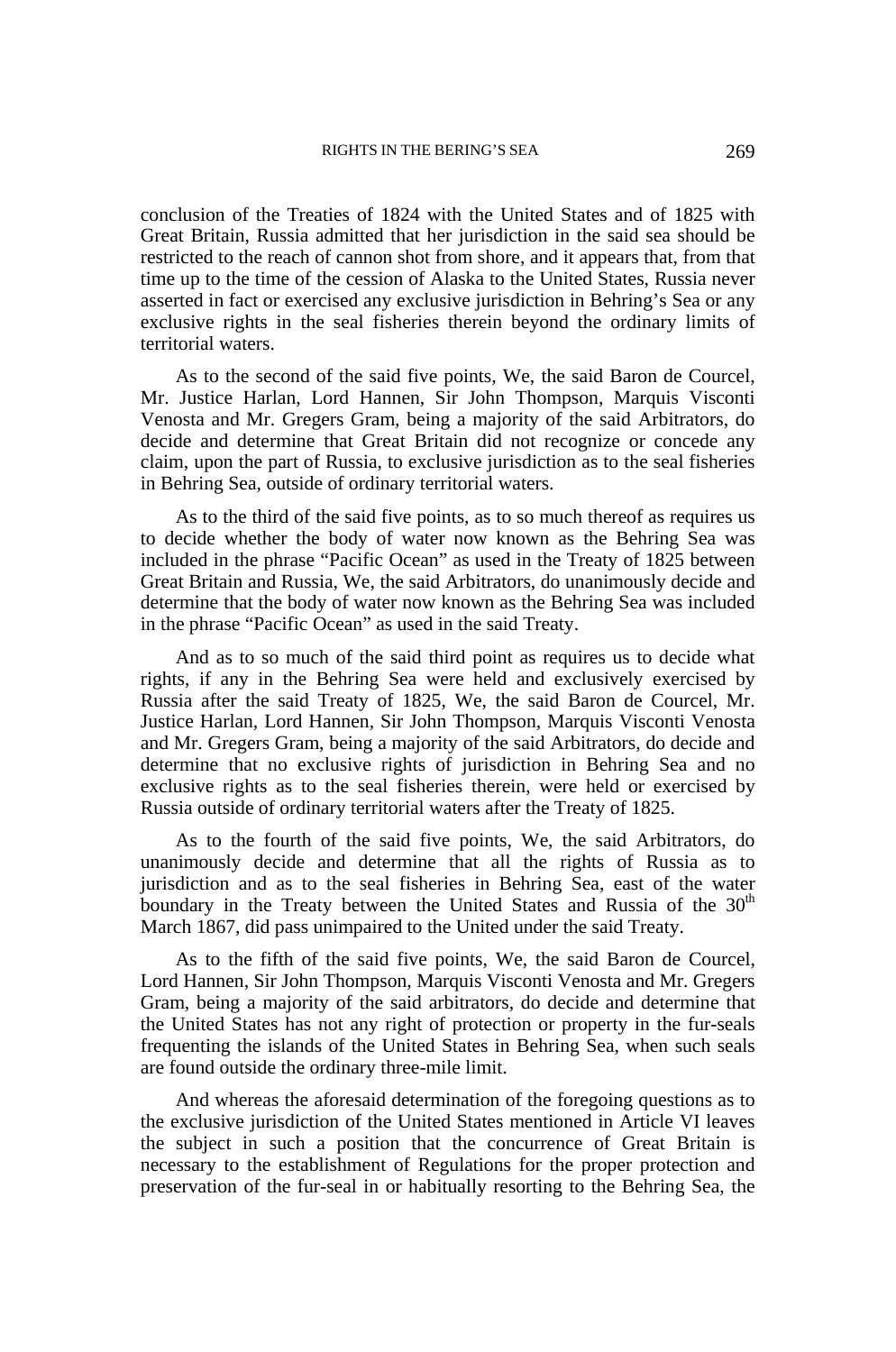conclusion of the Treaties of 1824 with the United States and of 1825 with Great Britain, Russia admitted that her jurisdiction in the said sea should be restricted to the reach of cannon shot from shore, and it appears that, from that time up to the time of the cession of Alaska to the United States, Russia never asserted in fact or exercised any exclusive jurisdiction in Behring's Sea or any exclusive rights in the seal fisheries therein beyond the ordinary limits of territorial waters.

As to the second of the said five points, We, the said Baron de Courcel, Mr. Justice Harlan, Lord Hannen, Sir John Thompson, Marquis Visconti Venosta and Mr. Gregers Gram, being a majority of the said Arbitrators, do decide and determine that Great Britain did not recognize or concede any claim, upon the part of Russia, to exclusive jurisdiction as to the seal fisheries in Behring Sea, outside of ordinary territorial waters.

As to the third of the said five points, as to so much thereof as requires us to decide whether the body of water now known as the Behring Sea was included in the phrase "Pacific Ocean" as used in the Treaty of 1825 between Great Britain and Russia, We, the said Arbitrators, do unanimously decide and determine that the body of water now known as the Behring Sea was included in the phrase "Pacific Ocean" as used in the said Treaty.

And as to so much of the said third point as requires us to decide what rights, if any in the Behring Sea were held and exclusively exercised by Russia after the said Treaty of 1825, We, the said Baron de Courcel, Mr. Justice Harlan, Lord Hannen, Sir John Thompson, Marquis Visconti Venosta and Mr. Gregers Gram, being a majority of the said Arbitrators, do decide and determine that no exclusive rights of jurisdiction in Behring Sea and no exclusive rights as to the seal fisheries therein, were held or exercised by Russia outside of ordinary territorial waters after the Treaty of 1825.

As to the fourth of the said five points, We, the said Arbitrators, do unanimously decide and determine that all the rights of Russia as to jurisdiction and as to the seal fisheries in Behring Sea, east of the water boundary in the Treaty between the United States and Russia of the 30th March 1867, did pass unimpaired to the United under the said Treaty.

As to the fifth of the said five points, We, the said Baron de Courcel, Lord Hannen, Sir John Thompson, Marquis Visconti Venosta and Mr. Gregers Gram, being a majority of the said arbitrators, do decide and determine that the United States has not any right of protection or property in the fur-seals frequenting the islands of the United States in Behring Sea, when such seals are found outside the ordinary three-mile limit.

And whereas the aforesaid determination of the foregoing questions as to the exclusive jurisdiction of the United States mentioned in Article VI leaves the subject in such a position that the concurrence of Great Britain is necessary to the establishment of Regulations for the proper protection and preservation of the fur-seal in or habitually resorting to the Behring Sea, the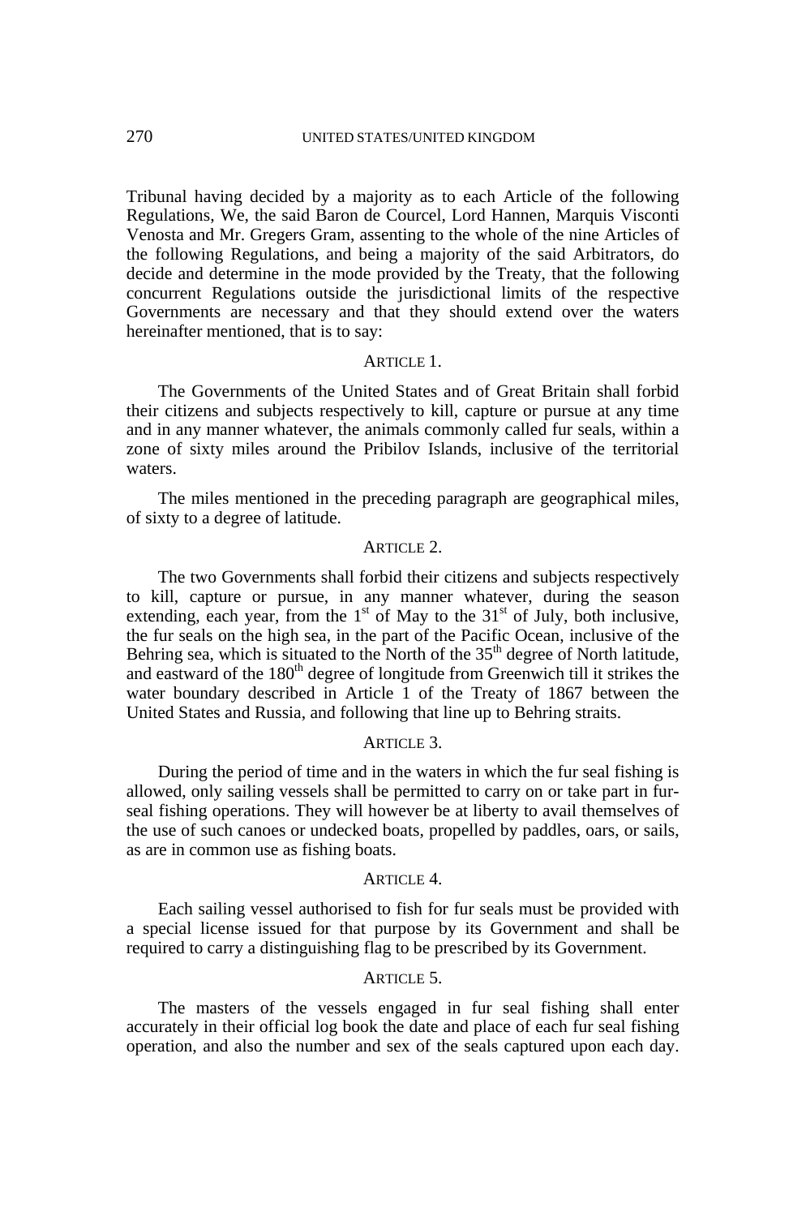Tribunal having decided by a majority as to each Article of the following Regulations, We, the said Baron de Courcel, Lord Hannen, Marquis Visconti Venosta and Mr. Gregers Gram, assenting to the whole of the nine Articles of the following Regulations, and being a majority of the said Arbitrators, do decide and determine in the mode provided by the Treaty, that the following concurrent Regulations outside the jurisdictional limits of the respective Governments are necessary and that they should extend over the waters hereinafter mentioned, that is to say:

### ARTICLE 1.

The Governments of the United States and of Great Britain shall forbid their citizens and subjects respectively to kill, capture or pursue at any time and in any manner whatever, the animals commonly called fur seals, within a zone of sixty miles around the Pribilov Islands, inclusive of the territorial waters.

The miles mentioned in the preceding paragraph are geographical miles, of sixty to a degree of latitude.

### ARTICLE 2.

The two Governments shall forbid their citizens and subjects respectively to kill, capture or pursue, in any manner whatever, during the season extending, each year, from the 1st of May to the 31st of July, both inclusive, the fur seals on the high sea, in the part of the Pacific Ocean, inclusive of the Behring sea, which is situated to the North of the 35th degree of North latitude, and eastward of the 180th degree of longitude from Greenwich till it strikes the water boundary described in Article 1 of the Treaty of 1867 between the United States and Russia, and following that line up to Behring straits.

### ARTICLE 3.

During the period of time and in the waters in which the fur seal fishing is allowed, only sailing vessels shall be permitted to carry on or take part in fur-seal fishing operations. They will however be at liberty to avail themselves of the use of such canoes or undecked boats, propelled by paddles, oars, or sails, as are in common use as fishing boats.

### ARTICLE 4.

Each sailing vessel authorised to fish for fur seals must be provided with a special license issued for that purpose by its Government and shall be required to carry a distinguishing flag to be prescribed by its Government.

### ARTICLE 5.

The masters of the vessels engaged in fur seal fishing shall enter accurately in their official log book the date and place of each fur seal fishing operation, and also the number and sex of the seals captured upon each day.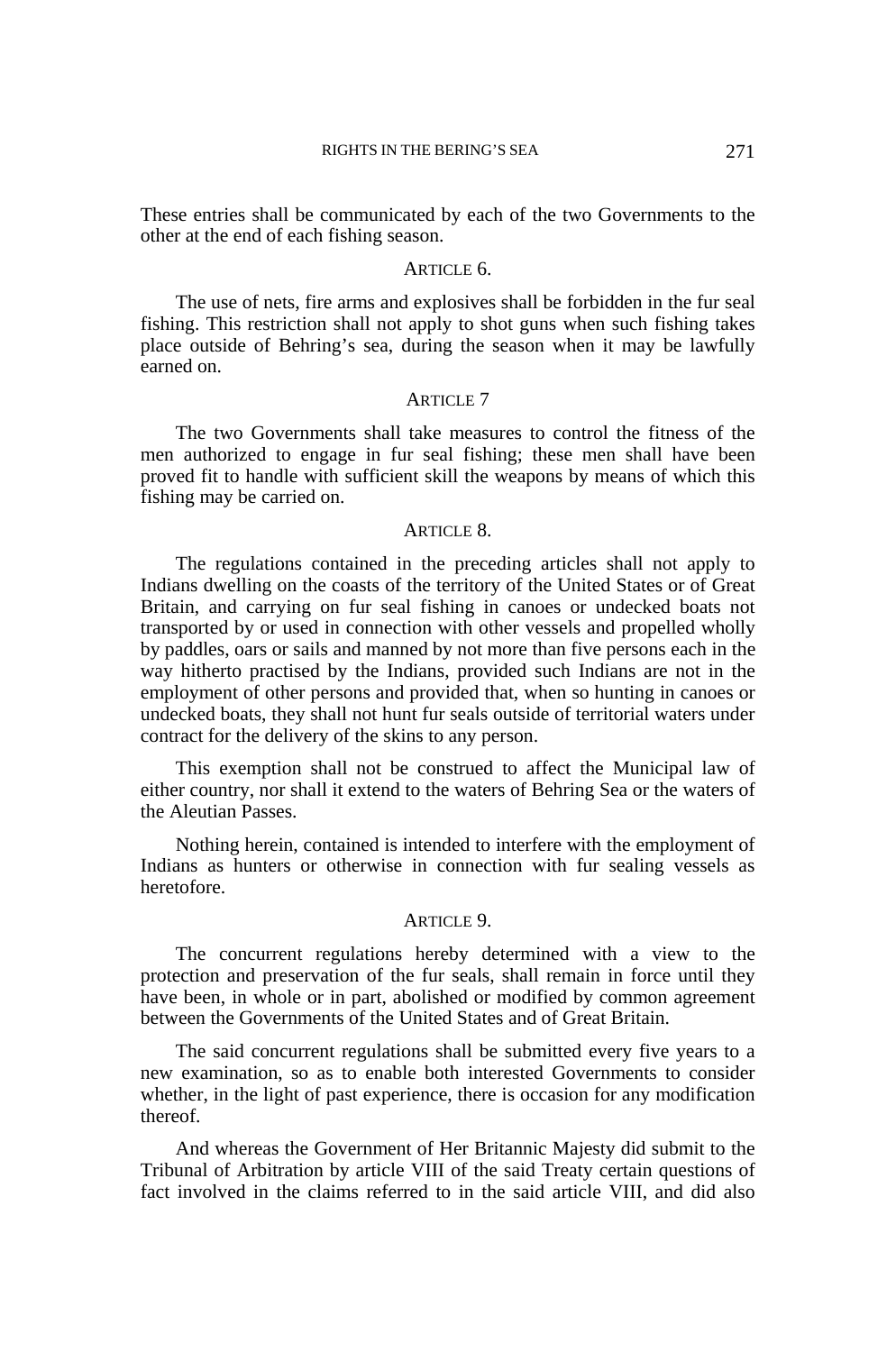These entries shall be communicated by each of the two Governments to the other at the end of each fishing season.

ARTICLE 6.

The use of nets, fire arms and explosives shall be forbidden in the fur seal fishing. This restriction shall not apply to shot guns when such fishing takes place outside of Behring's sea, during the season when it may be lawfully earned on.

ARTICLE 7

The two Governments shall take measures to control the fitness of the men authorized to engage in fur seal fishing; these men shall have been proved fit to handle with sufficient skill the weapons by means of which this fishing may be carried on.

ARTICLE 8.

The regulations contained in the preceding articles shall not apply to Indians dwelling on the coasts of the territory of the United States or of Great Britain, and carrying on fur seal fishing in canoes or undecked boats not transported by or used in connection with other vessels and propelled wholly by paddles, oars or sails and manned by not more than five persons each in the way hitherto practised by the Indians, provided such Indians are not in the employment of other persons and provided that, when so hunting in canoes or undecked boats, they shall not hunt fur seals outside of territorial waters under contract for the delivery of the skins to any person.

This exemption shall not be construed to affect the Municipal law of either country, nor shall it extend to the waters of Behring Sea or the waters of the Aleutian Passes.

Nothing herein, contained is intended to interfere with the employment of Indians as hunters or otherwise in connection with fur sealing vessels as heretofore.

ARTICLE 9.

The concurrent regulations hereby determined with a view to the protection and preservation of the fur seals, shall remain in force until they have been, in whole or in part, abolished or modified by common agreement between the Governments of the United States and of Great Britain.

The said concurrent regulations shall be submitted every five years to a new examination, so as to enable both interested Governments to consider whether, in the light of past experience, there is occasion for any modification thereof.

And whereas the Government of Her Britannic Majesty did submit to the Tribunal of Arbitration by article VIII of the said Treaty certain questions of fact involved in the claims referred to in the said article VIII, and did also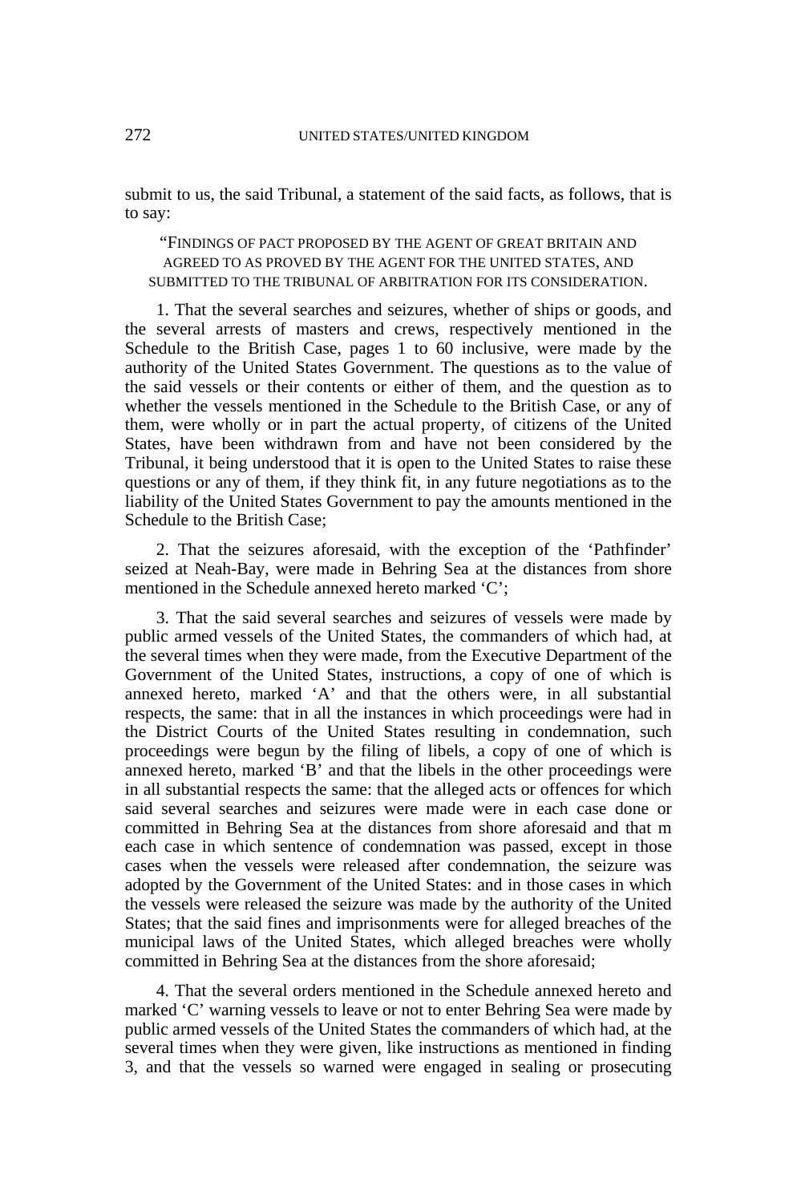submit to us, the said Tribunal, a statement of the said facts, as follows, that is to say:

"FINDINGS OF PACT PROPOSED BY THE AGENT OF GREAT BRITAIN AND AGREED TO AS PROVED BY THE AGENT FOR THE UNITED STATES, AND SUBMITTED TO THE TRIBUNAL OF ARBITRATION FOR ITS CONSIDERATION.

1. That the several searches and seizures, whether of ships or goods, and the several arrests of masters and crews, respectively mentioned in the Schedule to the British Case, pages 1 to 60 inclusive, were made by the authority of the United States Government. The questions as to the value of the said vessels or their contents or either of them, and the question as to whether the vessels mentioned in the Schedule to the British Case, or any of them, were wholly or in part the actual property, of citizens of the United States, have been withdrawn from and have not been considered by the Tribunal, it being understood that it is open to the United States to raise these questions or any of them, if they think fit, in any future negotiations as to the liability of the United States Government to pay the amounts mentioned in the Schedule to the British Case;

2. That the seizures aforesaid, with the exception of the 'Pathfinder' seized at Neah-Bay, were made in Behring Sea at the distances from shore mentioned in the Schedule annexed hereto marked 'C';

3. That the said several searches and seizures of vessels were made by public armed vessels of the United States, the commanders of which had, at the several times when they were made, from the Executive Department of the Government of the United States, instructions, a copy of one of which is annexed hereto, marked 'A' and that the others were, in all substantial respects, the same: that in all the instances in which proceedings were had in the District Courts of the United States resulting in condemnation, such proceedings were begun by the filing of libels, a copy of one of which is annexed hereto, marked 'B' and that the libels in the other proceedings were in all substantial respects the same: that the alleged acts or offences for which said several searches and seizures were made were in each case done or committed in Behring Sea at the distances from shore aforesaid and that m each case in which sentence of condemnation was passed, except in those cases when the vessels were released after condemnation, the seizure was adopted by the Government of the United States: and in those cases in which the vessels were released the seizure was made by the authority of the United States; that the said fines and imprisonments were for alleged breaches of the municipal laws of the United States, which alleged breaches were wholly committed in Behring Sea at the distances from the shore aforesaid;

4. That the several orders mentioned in the Schedule annexed hereto and marked 'C' warning vessels to leave or not to enter Behring Sea were made by public armed vessels of the United States the commanders of which had, at the several times when they were given, like instructions as mentioned in finding 3, and that the vessels so warned were engaged in sealing or prosecuting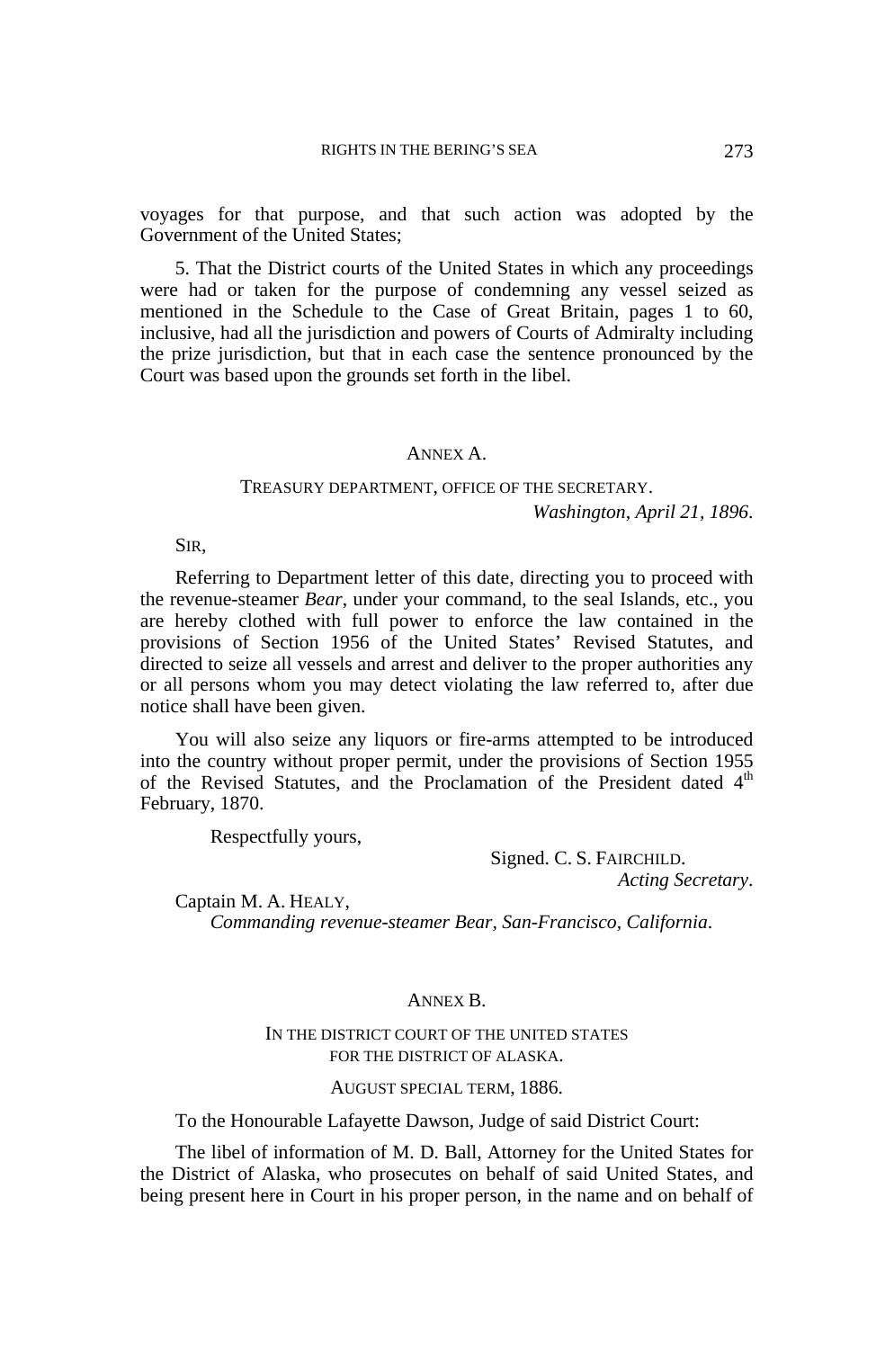voyages for that purpose, and that such action was adopted by the Government of the United States;

5. That the District courts of the United States in which any proceedings were had or taken for the purpose of condemning any vessel seized as mentioned in the Schedule to the Case of Great Britain, pages 1 to 60, inclusive, had all the jurisdiction and powers of Courts of Admiralty including the prize jurisdiction, but that in each case the sentence pronounced by the Court was based upon the grounds set forth in the libel.

## ANNEX A.

TREASURY DEPARTMENT, OFFICE OF THE SECRETARY.

*Washington, April 21, 1896.*

SIR,

Referring to Department letter of this date, directing you to proceed with the revenue-steamer *Bear*, under your command, to the seal Islands, etc., you are hereby clothed with full power to enforce the law contained in the provisions of Section 1956 of the United States' Revised Statutes, and directed to seize all vessels and arrest and deliver to the proper authorities any or all persons whom you may detect violating the law referred to, after due notice shall have been given.

You will also seize any liquors or fire-arms attempted to be introduced into the country without proper permit, under the provisions of Section 1955 of the Revised Statutes, and the Proclamation of the President dated 4th February, 1870.

Respectfully yours,

Signed. C. S. FAIRCHILD.
*Acting Secretary*.

Captain M. A. HEALY,
*Commanding revenue-steamer Bear, San-Francisco, California.*

## ANNEX B.

IN THE DISTRICT COURT OF THE UNITED STATES
FOR THE DISTRICT OF ALASKA.

AUGUST SPECIAL TERM, 1886.

To the Honourable Lafayette Dawson, Judge of said District Court:

The libel of information of M. D. Ball, Attorney for the United States for the District of Alaska, who prosecutes on behalf of said United States, and being present here in Court in his proper person, in the name and on behalf of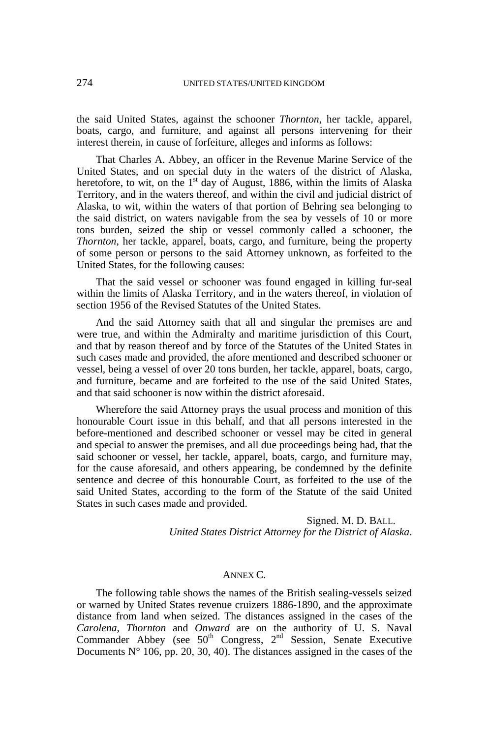the said United States, against the schooner *Thornton*, her tackle, apparel, boats, cargo, and furniture, and against all persons intervening for their interest therein, in cause of forfeiture, alleges and informs as follows:

That Charles A. Abbey, an officer in the Revenue Marine Service of the United States, and on special duty in the waters of the district of Alaska, heretofore, to wit, on the 1st day of August, 1886, within the limits of Alaska Territory, and in the waters thereof, and within the civil and judicial district of Alaska, to wit, within the waters of that portion of Behring sea belonging to the said district, on waters navigable from the sea by vessels of 10 or more tons burden, seized the ship or vessel commonly called a schooner, the *Thornton*, her tackle, apparel, boats, cargo, and furniture, being the property of some person or persons to the said Attorney unknown, as forfeited to the United States, for the following causes:

That the said vessel or schooner was found engaged in killing fur-seal within the limits of Alaska Territory, and in the waters thereof, in violation of section 1956 of the Revised Statutes of the United States.

And the said Attorney saith that all and singular the premises are and were true, and within the Admiralty and maritime jurisdiction of this Court, and that by reason thereof and by force of the Statutes of the United States in such cases made and provided, the afore mentioned and described schooner or vessel, being a vessel of over 20 tons burden, her tackle, apparel, boats, cargo, and furniture, became and are forfeited to the use of the said United States, and that said schooner is now within the district aforesaid.

Wherefore the said Attorney prays the usual process and monition of this honourable Court issue in this behalf, and that all persons interested in the before-mentioned and described schooner or vessel may be cited in general and special to answer the premises, and all due proceedings being had, that the said schooner or vessel, her tackle, apparel, boats, cargo, and furniture may, for the cause aforesaid, and others appearing, be condemned by the definite sentence and decree of this honourable Court, as forfeited to the use of the said United States, according to the form of the Statute of the said United States in such cases made and provided.

Signed. M. D. BALL.
*United States District Attorney for the District of Alaska*.

## ANNEX C.

The following table shows the names of the British sealing-vessels seized or warned by United States revenue cruizers 1886-1890, and the approximate distance from land when seized. The distances assigned in the cases of the *Carolena*, *Thornton* and *Onward* are on the authority of U. S. Naval Commander Abbey (see 50th Congress, 2nd Session, Senate Executive Documents N° 106, pp. 20, 30, 40). The distances assigned in the cases of the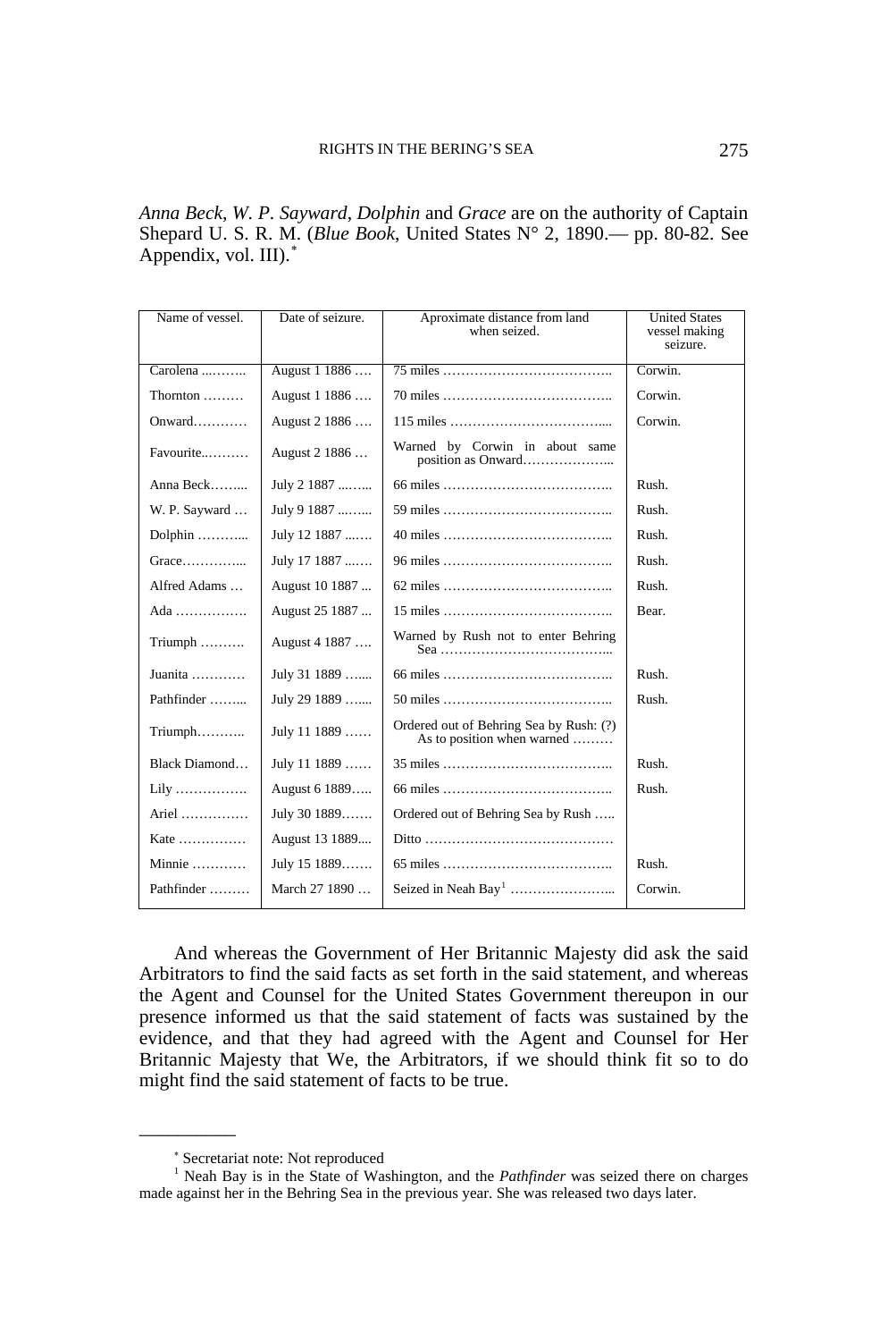*Anna Beck*, *W. P. Sayward*, *Dolphin* and *Grace* are on the authority of Captain Shepard U. S. R. M. (*Blue Book*, United States N° 2, 1890.— pp. 80-82. See Appendix, vol. III).[*]

| Name of vessel. | Date of seizure. | Aproximate distance from land when seized. | United States vessel making seizure. |
|---|---|---|---|
| Carolena ...…….. | August 1 1886 …. | 75 miles ……………………………….. | Corwin. |
| Thornton ……… | August 1 1886 …. | 70 miles ……………………………….. | Corwin. |
| Onward………… | August 2 1886 …. | 115 miles …………………………….... | Corwin. |
| Favourite..……… | August 2 1886 … | Warned by Corwin in about same position as Onward………………... | |
| Anna Beck……... | July 2 1887 ...…... | 66 miles ……………………………….. | Rush. |
| W. P. Sayward … | July 9 1887 ...…... | 59 miles ……………………………….. | Rush. |
| Dolphin ………... | July 12 1887 ...…. | 40 miles ……………………………….. | Rush. |
| Grace…………... | July 17 1887 ...…. | 96 miles ……………………………….. | Rush. |
| Alfred Adams … | August 10 1887 ... | 62 miles ……………………………….. | Rush. |
| Ada ……………. | August 25 1887 ... | 15 miles ……………………………….. | Bear. |
| Triumph ………. | August 4 1887 …. | Warned by Rush not to enter Behring Sea ………………………………... | |
| Juanita ………… | July 31 1889 …..... | 66 miles ……………………………….. | Rush. |
| Pathfinder ……... | July 29 1889 …..... | 50 miles ……………………………….. | Rush. |
| Triumph……….. | July 11 1889 …… | Ordered out of Behring Sea by Rush: (?) As to position when warned ……… | |
| Black Diamond… | July 11 1889 …… | 35 miles ……………………………….. | Rush. |
| Lily ……………. | August 6 1889….. | 66 miles ……………………………….. | Rush. |
| Ariel …………… | July 30 1889……. | Ordered out of Behring Sea by Rush ….. | |
| Kate …………… | August 13 1889.... | Ditto …………………………………… | |
| Minnie ………… | July 15 1889……. | 65 miles ……………………………….. | Rush. |
| Pathfinder ……… | March 27 1890 … | Seized in Neah Bay[1] …………………... | Corwin. |

And whereas the Government of Her Britannic Majesty did ask the said Arbitrators to find the said facts as set forth in the said statement, and whereas the Agent and Counsel for the United States Government thereupon in our presence informed us that the said statement of facts was sustained by the evidence, and that they had agreed with the Agent and Counsel for Her Britannic Majesty that We, the Arbitrators, if we should think fit so to do might find the said statement of facts to be true.

---

[*] Secretariat note: Not reproduced

[1] Neah Bay is in the State of Washington, and the *Pathfinder* was seized there on charges made against her in the Behring Sea in the previous year. She was released two days later.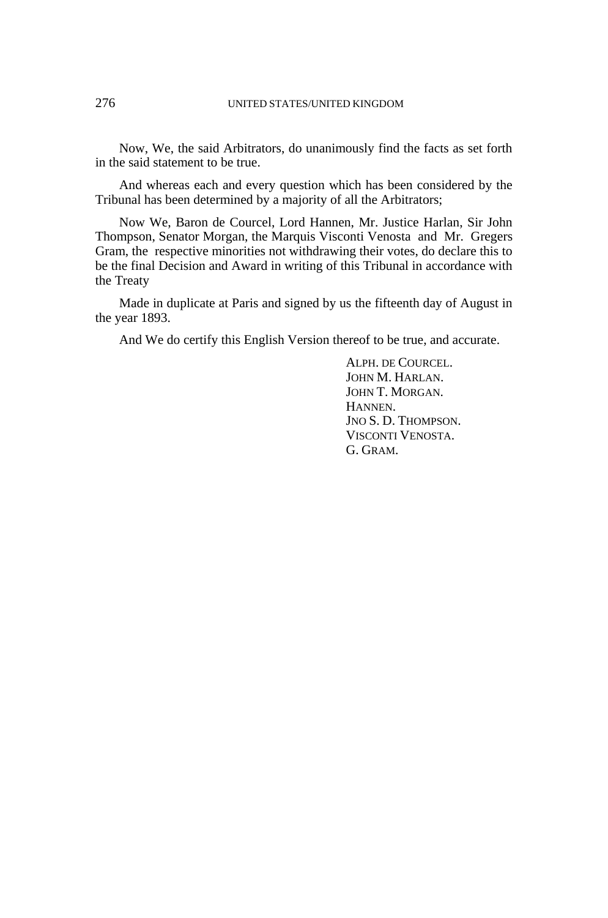Now, We, the said Arbitrators, do unanimously find the facts as set forth in the said statement to be true.

And whereas each and every question which has been considered by the Tribunal has been determined by a majority of all the Arbitrators;

Now We, Baron de Courcel, Lord Hannen, Mr. Justice Harlan, Sir John Thompson, Senator Morgan, the Marquis Visconti Venosta and Mr. Gregers Gram, the respective minorities not withdrawing their votes, do declare this to be the final Decision and Award in writing of this Tribunal in accordance with the Treaty

Made in duplicate at Paris and signed by us the fifteenth day of August in the year 1893.

And We do certify this English Version thereof to be true, and accurate.

ALPH. DE COURCEL.
JOHN M. HARLAN.
JOHN T. MORGAN.
HANNEN.
JNO S. D. THOMPSON.
VISCONTI VENOSTA.
G. GRAM.